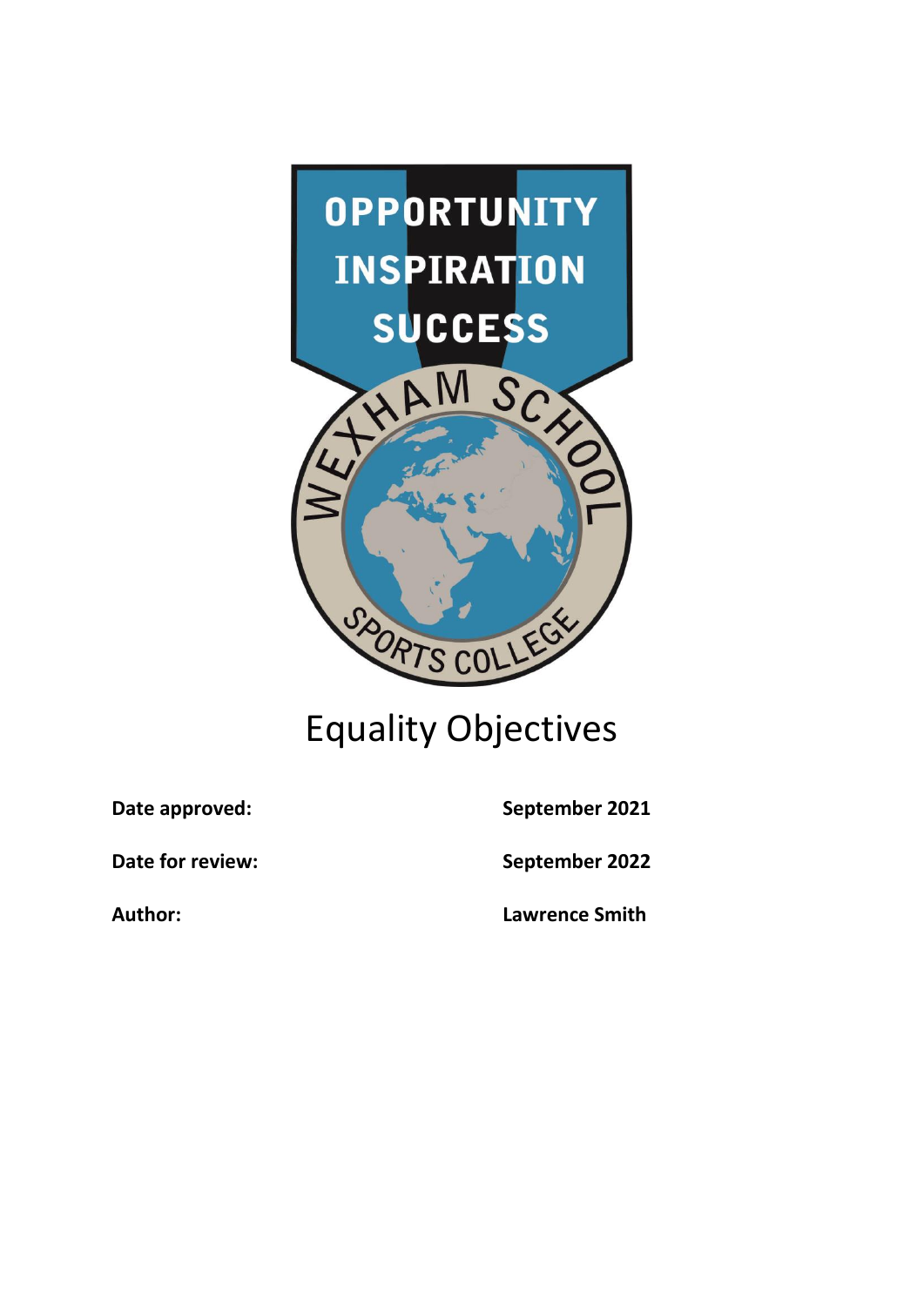# Equality Objectives

| | |
|---|---|
| **Date approved:** | **September 2021** |
| **Date for review:** | **September 2022** |
| **Author:** | **Lawrence Smith** |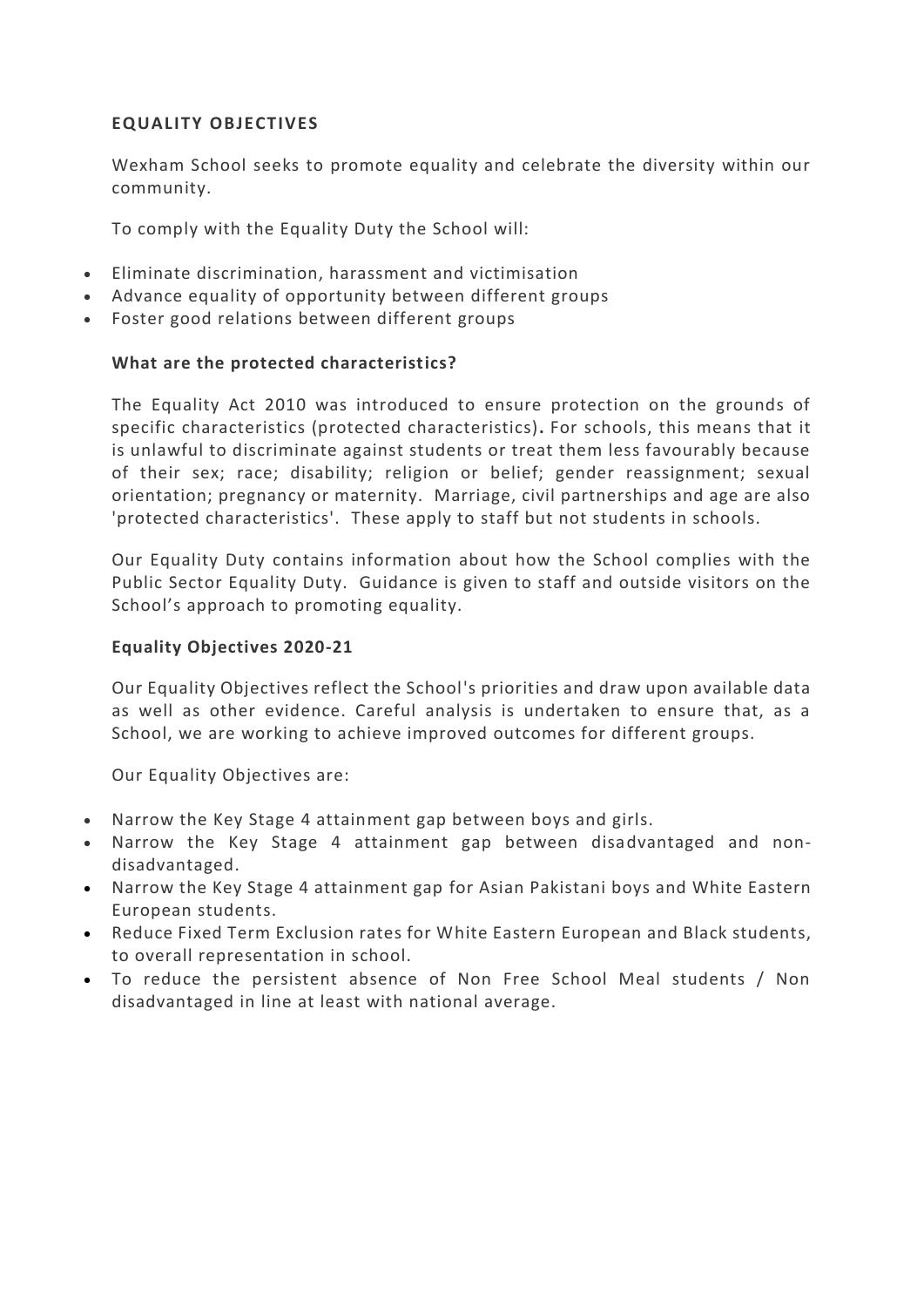## EQUALITY OBJECTIVES

Wexham School seeks to promote equality and celebrate the diversity within our community.

To comply with the Equality Duty the School will:

- Eliminate discrimination, harassment and victimisation
- Advance equality of opportunity between different groups
- Foster good relations between different groups

### What are the protected characteristics?

The Equality Act 2010 was introduced to ensure protection on the grounds of specific characteristics (protected characteristics). For schools, this means that it is unlawful to discriminate against students or treat them less favourably because of their sex; race; disability; religion or belief; gender reassignment; sexual orientation; pregnancy or maternity. Marriage, civil partnerships and age are also 'protected characteristics'. These apply to staff but not students in schools.

Our Equality Duty contains information about how the School complies with the Public Sector Equality Duty. Guidance is given to staff and outside visitors on the School's approach to promoting equality.

### Equality Objectives 2020-21

Our Equality Objectives reflect the School's priorities and draw upon available data as well as other evidence. Careful analysis is undertaken to ensure that, as a School, we are working to achieve improved outcomes for different groups.

Our Equality Objectives are:

- Narrow the Key Stage 4 attainment gap between boys and girls.
- Narrow the Key Stage 4 attainment gap between disadvantaged and non-disadvantaged.
- Narrow the Key Stage 4 attainment gap for Asian Pakistani boys and White Eastern European students.
- Reduce Fixed Term Exclusion rates for White Eastern European and Black students, to overall representation in school.
- To reduce the persistent absence of Non Free School Meal students / Non disadvantaged in line at least with national average.